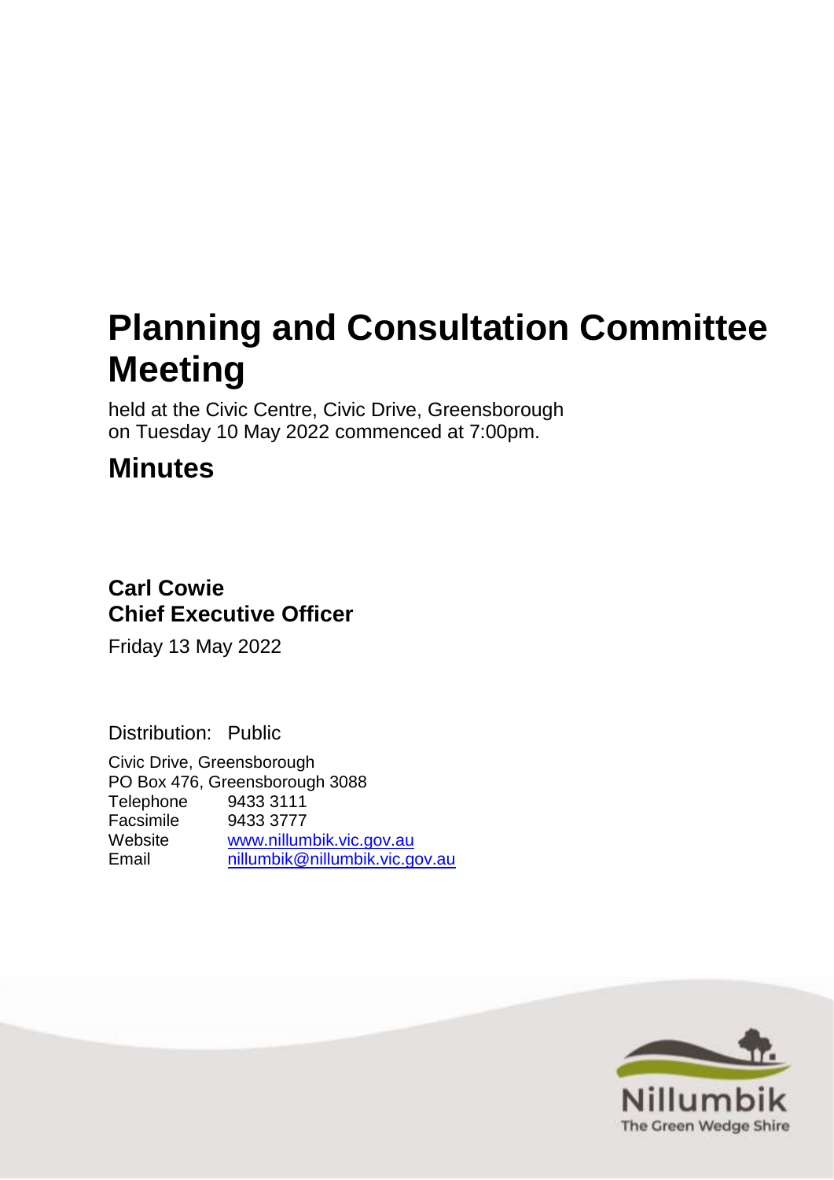# Planning and Consultation Committee Meeting

held at the Civic Centre, Civic Drive, Greensborough
on Tuesday 10 May 2022 commenced at 7:00pm.

## Minutes

**Carl Cowie**
**Chief Executive Officer**

Friday 13 May 2022

Distribution: Public

Civic Drive, Greensborough
PO Box 476, Greensborough 3088

| | |
|---|---|
| Telephone | 9433 3111 |
| Facsimile | 9433 3777 |
| Website | www.nillumbik.vic.gov.au |
| Email | nillumbik@nillumbik.vic.gov.au |

Nillumbik
The Green Wedge Shire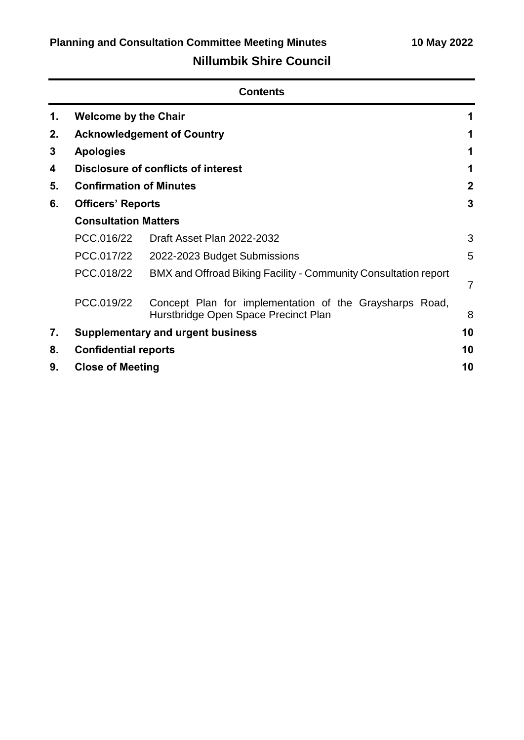## Contents

| | | | |
|---|---|---|---|
| **1.** | **Welcome by the Chair** | | **1** |
| **2.** | **Acknowledgement of Country** | | **1** |
| **3** | **Apologies** | | **1** |
| **4** | **Disclosure of conflicts of interest** | | **1** |
| **5.** | **Confirmation of Minutes** | | **2** |
| **6.** | **Officers' Reports** | | **3** |
| | **Consultation Matters** | | |
| | PCC.016/22 | Draft Asset Plan 2022-2032 | 3 |
| | PCC.017/22 | 2022-2023 Budget Submissions | 5 |
| | PCC.018/22 | BMX and Offroad Biking Facility - Community Consultation report | 7 |
| | PCC.019/22 | Concept Plan for implementation of the Graysharps Road, Hurstbridge Open Space Precinct Plan | 8 |
| **7.** | **Supplementary and urgent business** | | **10** |
| **8.** | **Confidential reports** | | **10** |
| **9.** | **Close of Meeting** | | **10** |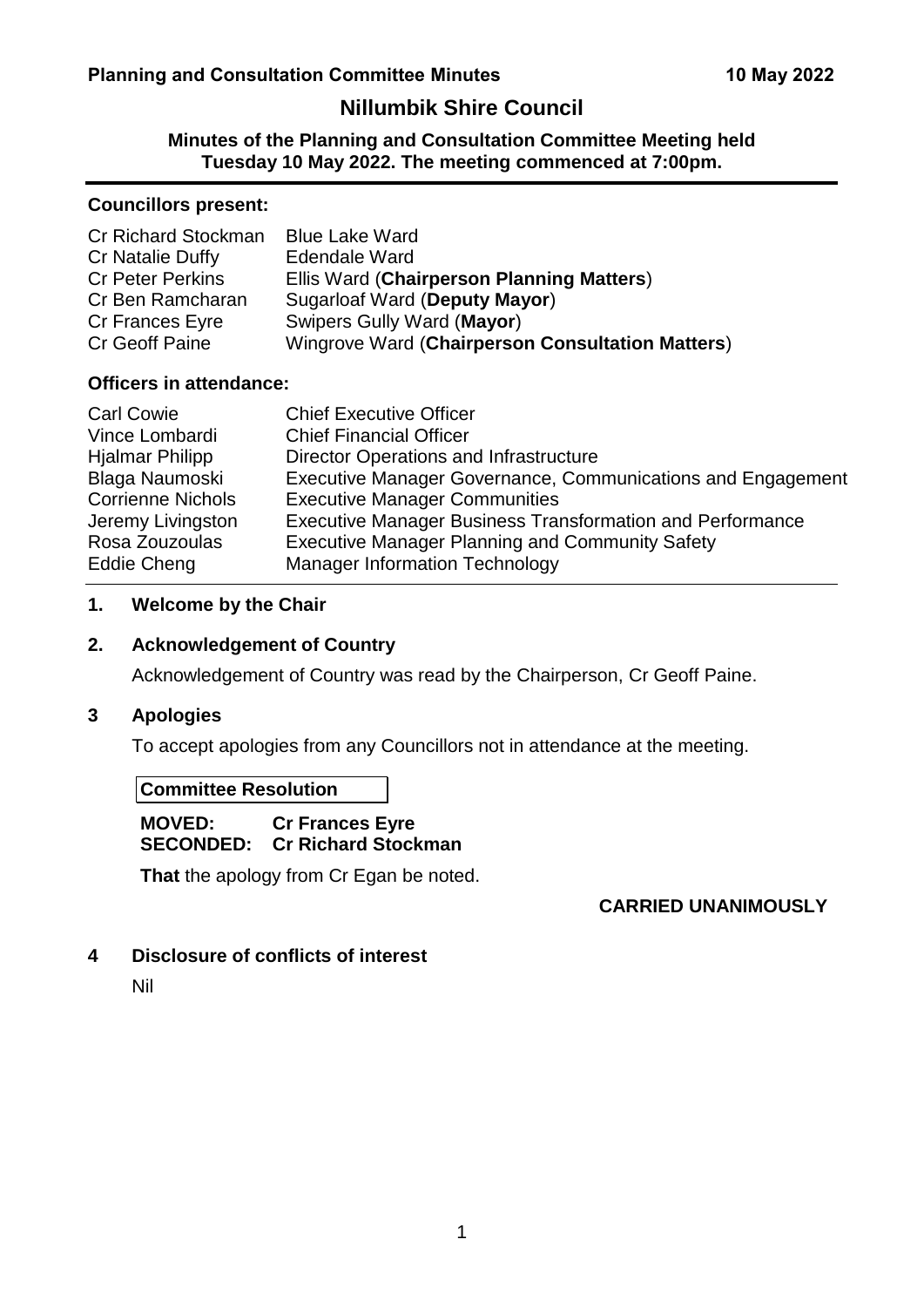# Nillumbik Shire Council

**Minutes of the Planning and Consultation Committee Meeting held Tuesday 10 May 2022. The meeting commenced at 7:00pm.**

---

**Councillors present:**

| | |
|---|---|
| Cr Richard Stockman | Blue Lake Ward |
| Cr Natalie Duffy | Edendale Ward |
| Cr Peter Perkins | Ellis Ward (**Chairperson Planning Matters**) |
| Cr Ben Ramcharan | Sugarloaf Ward (**Deputy Mayor**) |
| Cr Frances Eyre | Swipers Gully Ward (**Mayor**) |
| Cr Geoff Paine | Wingrove Ward (**Chairperson Consultation Matters**) |

**Officers in attendance:**

| | |
|---|---|
| Carl Cowie | Chief Executive Officer |
| Vince Lombardi | Chief Financial Officer |
| Hjalmar Philipp | Director Operations and Infrastructure |
| Blaga Naumoski | Executive Manager Governance, Communications and Engagement |
| Corrienne Nichols | Executive Manager Communities |
| Jeremy Livingston | Executive Manager Business Transformation and Performance |
| Rosa Zouzoulas | Executive Manager Planning and Community Safety |
| Eddie Cheng | Manager Information Technology |

---

## 1. Welcome by the Chair

## 2. Acknowledgement of Country

Acknowledgement of Country was read by the Chairperson, Cr Geoff Paine.

## 3 Apologies

To accept apologies from any Councillors not in attendance at the meeting.

**Committee Resolution**

**MOVED: Cr Frances Eyre**
**SECONDED: Cr Richard Stockman**

**That** the apology from Cr Egan be noted.

**CARRIED UNANIMOUSLY**

## 4 Disclosure of conflicts of interest

Nil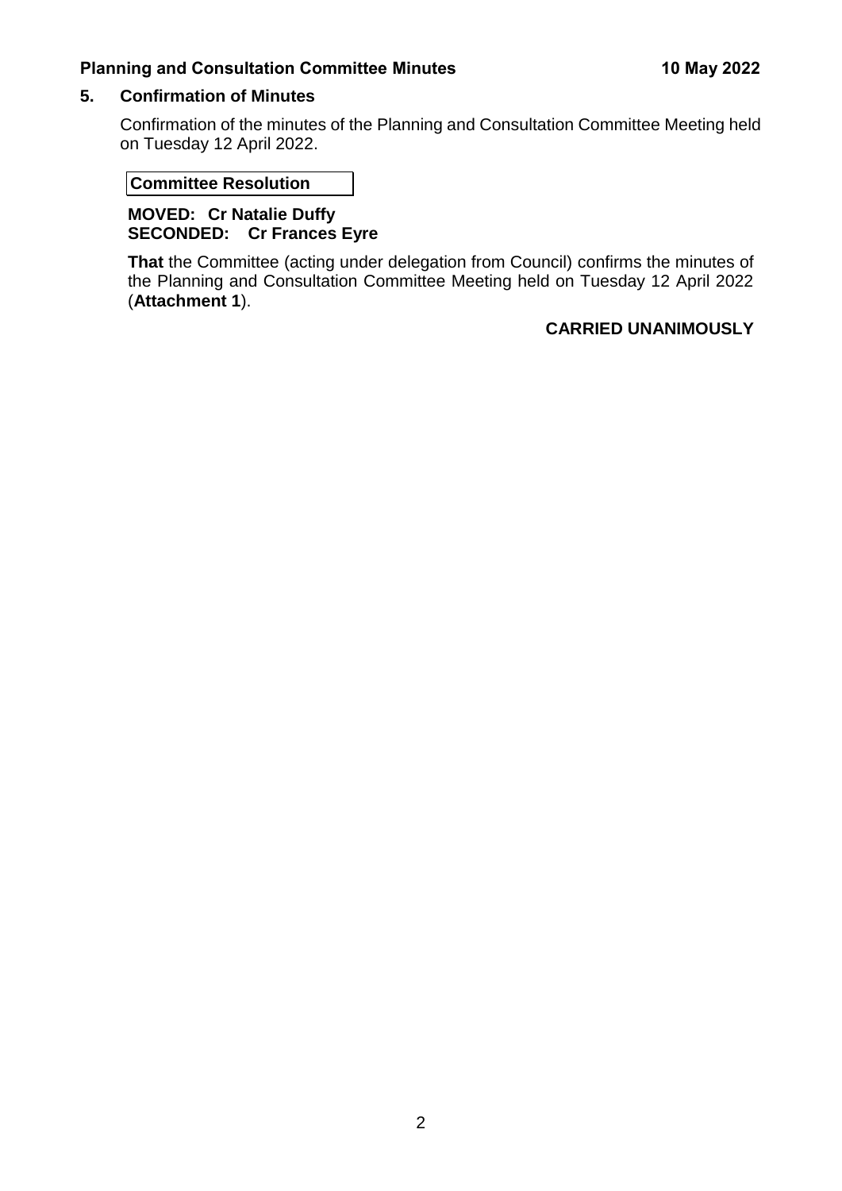## 5. Confirmation of Minutes

Confirmation of the minutes of the Planning and Consultation Committee Meeting held on Tuesday 12 April 2022.

**Committee Resolution**

**MOVED: Cr Natalie Duffy**
**SECONDED: Cr Frances Eyre**

**That** the Committee (acting under delegation from Council) confirms the minutes of the Planning and Consultation Committee Meeting held on Tuesday 12 April 2022 (**Attachment 1**).

**CARRIED UNANIMOUSLY**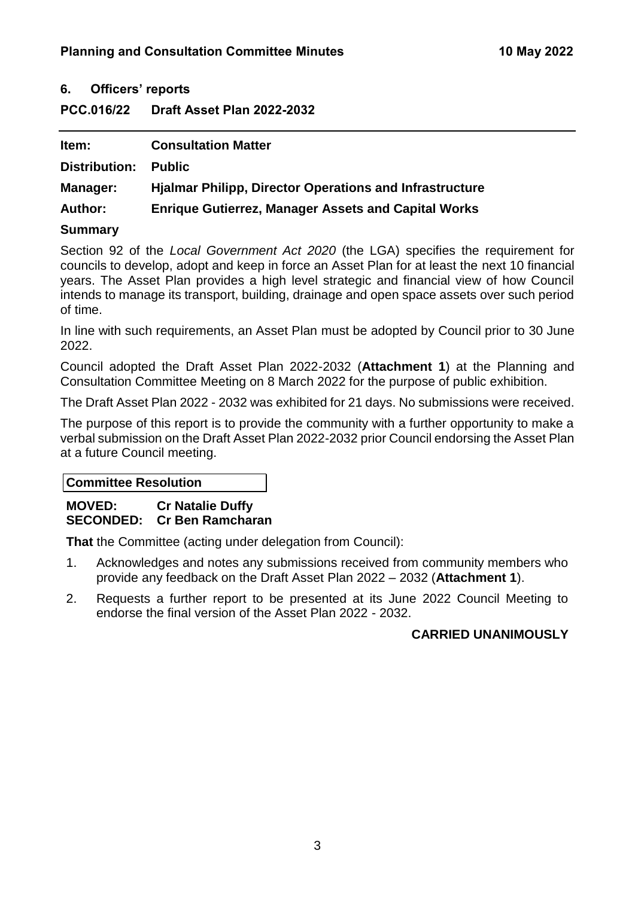## 6. Officers' reports

### PCC.016/22 Draft Asset Plan 2022-2032

| | |
|---|---|
| **Item:** | **Consultation Matter** |
| **Distribution:** | **Public** |
| **Manager:** | **Hjalmar Philipp, Director Operations and Infrastructure** |
| **Author:** | **Enrique Gutierrez, Manager Assets and Capital Works** |

**Summary**

Section 92 of the *Local Government Act 2020* (the LGA) specifies the requirement for councils to develop, adopt and keep in force an Asset Plan for at least the next 10 financial years. The Asset Plan provides a high level strategic and financial view of how Council intends to manage its transport, building, drainage and open space assets over such period of time.

In line with such requirements, an Asset Plan must be adopted by Council prior to 30 June 2022.

Council adopted the Draft Asset Plan 2022-2032 (**Attachment 1**) at the Planning and Consultation Committee Meeting on 8 March 2022 for the purpose of public exhibition.

The Draft Asset Plan 2022 - 2032 was exhibited for 21 days. No submissions were received.

The purpose of this report is to provide the community with a further opportunity to make a verbal submission on the Draft Asset Plan 2022-2032 prior Council endorsing the Asset Plan at a future Council meeting.

**Committee Resolution**

**MOVED: Cr Natalie Duffy**
**SECONDED: Cr Ben Ramcharan**

**That** the Committee (acting under delegation from Council):

1. Acknowledges and notes any submissions received from community members who provide any feedback on the Draft Asset Plan 2022 – 2032 (**Attachment 1**).
2. Requests a further report to be presented at its June 2022 Council Meeting to endorse the final version of the Asset Plan 2022 - 2032.

**CARRIED UNANIMOUSLY**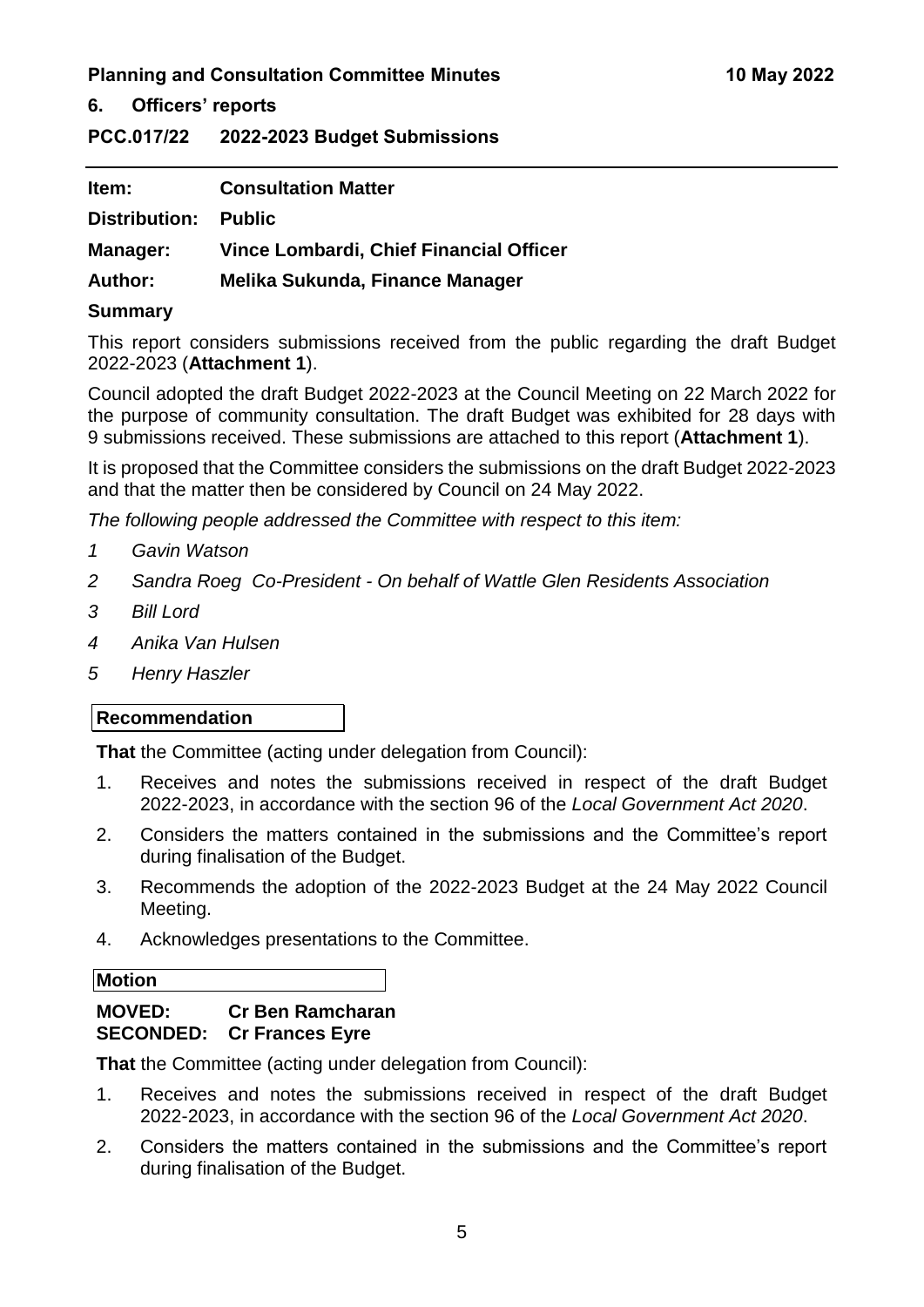## 6. Officers' reports

### PCC.017/22 2022-2023 Budget Submissions

**Item:** Consultation Matter

**Distribution:** Public

**Manager:** Vince Lombardi, Chief Financial Officer

**Author:** Melika Sukunda, Finance Manager

**Summary**

This report considers submissions received from the public regarding the draft Budget 2022-2023 (**Attachment 1**).

Council adopted the draft Budget 2022-2023 at the Council Meeting on 22 March 2022 for the purpose of community consultation. The draft Budget was exhibited for 28 days with 9 submissions received. These submissions are attached to this report (**Attachment 1**).

It is proposed that the Committee considers the submissions on the draft Budget 2022-2023 and that the matter then be considered by Council on 24 May 2022.

*The following people addressed the Committee with respect to this item:*

*1 Gavin Watson*

*2 Sandra Roeg Co-President - On behalf of Wattle Glen Residents Association*

*3 Bill Lord*

*4 Anika Van Hulsen*

*5 Henry Haszler*

**Recommendation**

**That** the Committee (acting under delegation from Council):

1. Receives and notes the submissions received in respect of the draft Budget 2022-2023, in accordance with the section 96 of the *Local Government Act 2020*.
2. Considers the matters contained in the submissions and the Committee's report during finalisation of the Budget.
3. Recommends the adoption of the 2022-2023 Budget at the 24 May 2022 Council Meeting.
4. Acknowledges presentations to the Committee.

**Motion**

**MOVED:** **Cr Ben Ramcharan**
**SECONDED:** **Cr Frances Eyre**

**That** the Committee (acting under delegation from Council):

1. Receives and notes the submissions received in respect of the draft Budget 2022-2023, in accordance with the section 96 of the *Local Government Act 2020*.
2. Considers the matters contained in the submissions and the Committee's report during finalisation of the Budget.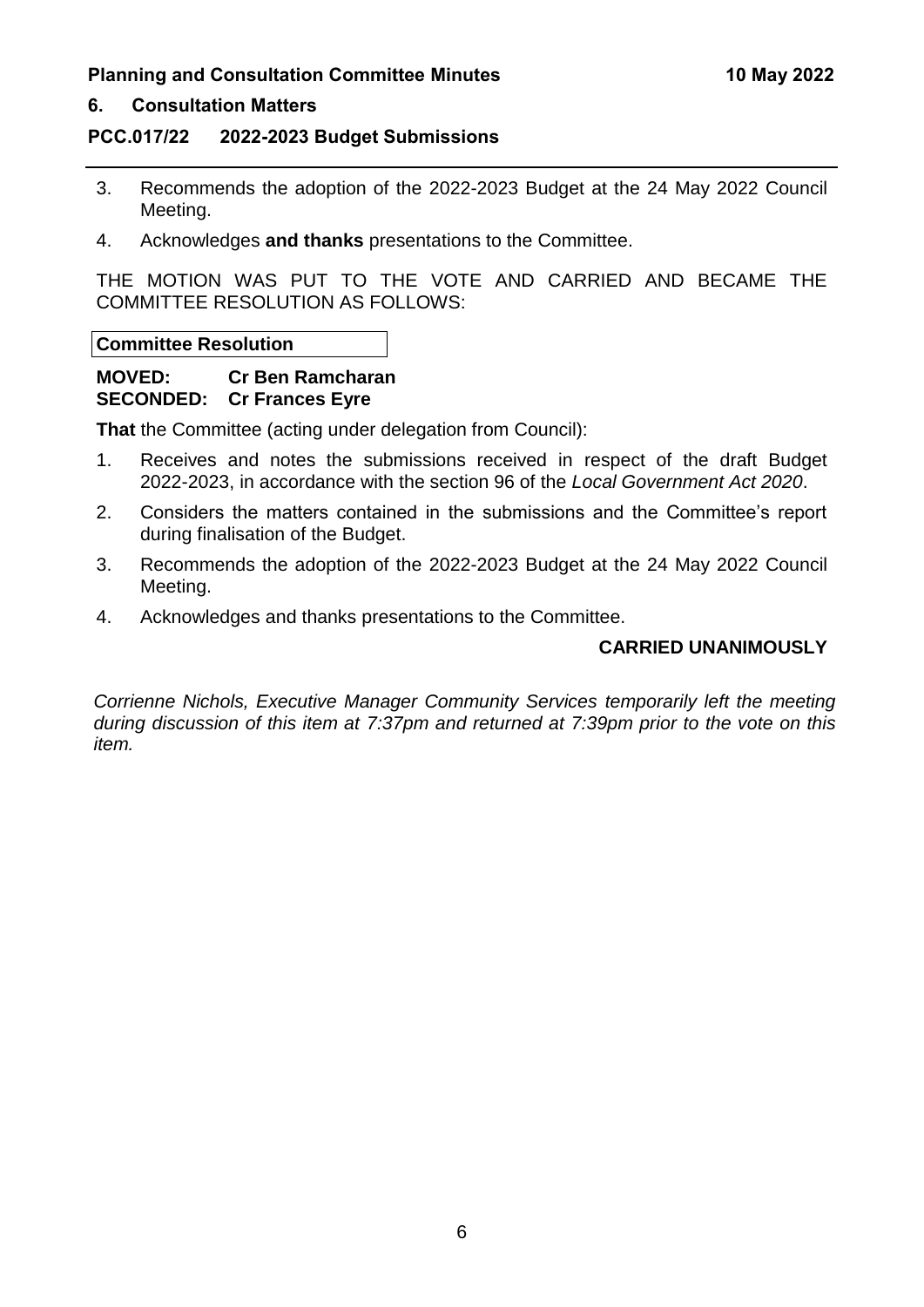## 6. Consultation Matters

### PCC.017/22 2022-2023 Budget Submissions

3. Recommends the adoption of the 2022-2023 Budget at the 24 May 2022 Council Meeting.
4. Acknowledges **and thanks** presentations to the Committee.

THE MOTION WAS PUT TO THE VOTE AND CARRIED AND BECAME THE COMMITTEE RESOLUTION AS FOLLOWS:

**Committee Resolution**

**MOVED: Cr Ben Ramcharan**
**SECONDED: Cr Frances Eyre**

**That** the Committee (acting under delegation from Council):

1. Receives and notes the submissions received in respect of the draft Budget 2022-2023, in accordance with the section 96 of the *Local Government Act 2020*.
2. Considers the matters contained in the submissions and the Committee's report during finalisation of the Budget.
3. Recommends the adoption of the 2022-2023 Budget at the 24 May 2022 Council Meeting.
4. Acknowledges and thanks presentations to the Committee.

**CARRIED UNANIMOUSLY**

*Corrienne Nichols, Executive Manager Community Services temporarily left the meeting during discussion of this item at 7:37pm and returned at 7:39pm prior to the vote on this item.*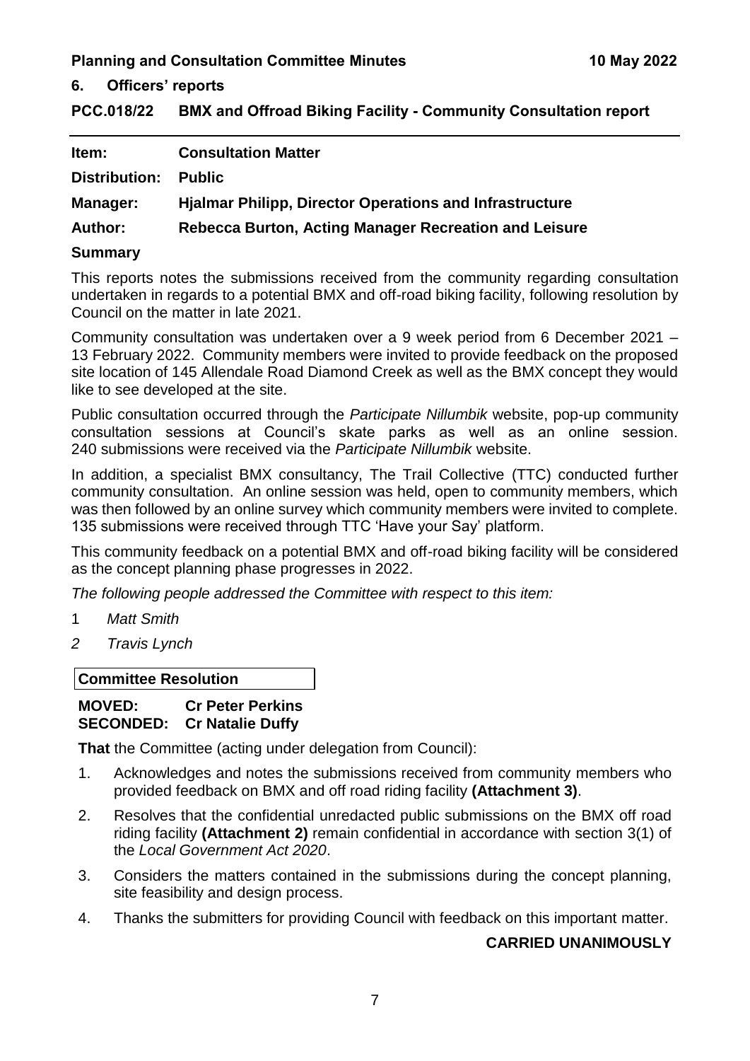## 6. Officers' reports

### PCC.018/22 BMX and Offroad Biking Facility - Community Consultation report

| | |
|---|---|
| **Item:** | **Consultation Matter** |
| **Distribution:** | **Public** |
| **Manager:** | **Hjalmar Philipp, Director Operations and Infrastructure** |
| **Author:** | **Rebecca Burton, Acting Manager Recreation and Leisure** |

**Summary**

This reports notes the submissions received from the community regarding consultation undertaken in regards to a potential BMX and off-road biking facility, following resolution by Council on the matter in late 2021.

Community consultation was undertaken over a 9 week period from 6 December 2021 – 13 February 2022. Community members were invited to provide feedback on the proposed site location of 145 Allendale Road Diamond Creek as well as the BMX concept they would like to see developed at the site.

Public consultation occurred through the *Participate Nillumbik* website, pop-up community consultation sessions at Council's skate parks as well as an online session. 240 submissions were received via the *Participate Nillumbik* website.

In addition, a specialist BMX consultancy, The Trail Collective (TTC) conducted further community consultation. An online session was held, open to community members, which was then followed by an online survey which community members were invited to complete. 135 submissions were received through TTC 'Have your Say' platform.

This community feedback on a potential BMX and off-road biking facility will be considered as the concept planning phase progresses in 2022.

*The following people addressed the Committee with respect to this item:*

1 *Matt Smith*

*2 Travis Lynch*

**Committee Resolution**

**MOVED: Cr Peter Perkins**
**SECONDED: Cr Natalie Duffy**

**That** the Committee (acting under delegation from Council):

1. Acknowledges and notes the submissions received from community members who provided feedback on BMX and off road riding facility **(Attachment 3)**.
2. Resolves that the confidential unredacted public submissions on the BMX off road riding facility **(Attachment 2)** remain confidential in accordance with section 3(1) of the *Local Government Act 2020*.
3. Considers the matters contained in the submissions during the concept planning, site feasibility and design process.
4. Thanks the submitters for providing Council with feedback on this important matter.

**CARRIED UNANIMOUSLY**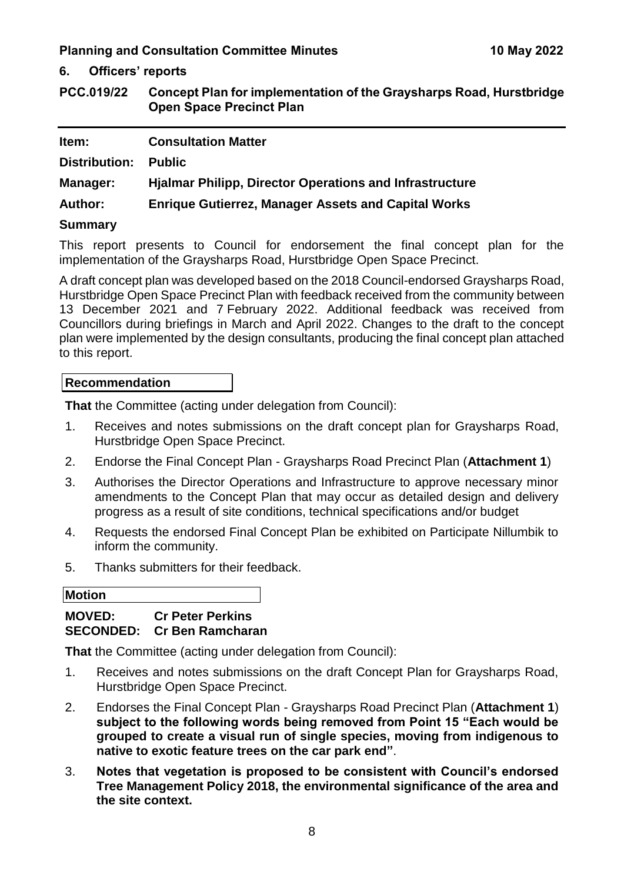## 6. Officers' reports

### PCC.019/22 Concept Plan for implementation of the Graysharps Road, Hurstbridge Open Space Precinct Plan

**Item:** **Consultation Matter**

**Distribution:** **Public**

**Manager:** **Hjalmar Philipp, Director Operations and Infrastructure**

**Author:** **Enrique Gutierrez, Manager Assets and Capital Works**

**Summary**

This report presents to Council for endorsement the final concept plan for the implementation of the Graysharps Road, Hurstbridge Open Space Precinct.

A draft concept plan was developed based on the 2018 Council-endorsed Graysharps Road, Hurstbridge Open Space Precinct Plan with feedback received from the community between 13 December 2021 and 7 February 2022. Additional feedback was received from Councillors during briefings in March and April 2022. Changes to the draft to the concept plan were implemented by the design consultants, producing the final concept plan attached to this report.

**Recommendation**

**That** the Committee (acting under delegation from Council):

1. Receives and notes submissions on the draft concept plan for Graysharps Road, Hurstbridge Open Space Precinct.
2. Endorse the Final Concept Plan - Graysharps Road Precinct Plan (**Attachment 1**)
3. Authorises the Director Operations and Infrastructure to approve necessary minor amendments to the Concept Plan that may occur as detailed design and delivery progress as a result of site conditions, technical specifications and/or budget
4. Requests the endorsed Final Concept Plan be exhibited on Participate Nillumbik to inform the community.
5. Thanks submitters for their feedback.

**Motion**

**MOVED:** **Cr Peter Perkins**
**SECONDED:** **Cr Ben Ramcharan**

**That** the Committee (acting under delegation from Council):

1. Receives and notes submissions on the draft Concept Plan for Graysharps Road, Hurstbridge Open Space Precinct.
2. Endorses the Final Concept Plan - Graysharps Road Precinct Plan (**Attachment 1**) **subject to the following words being removed from Point 15 "Each would be grouped to create a visual run of single species, moving from indigenous to native to exotic feature trees on the car park end"**.
3. **Notes that vegetation is proposed to be consistent with Council's endorsed Tree Management Policy 2018, the environmental significance of the area and the site context.**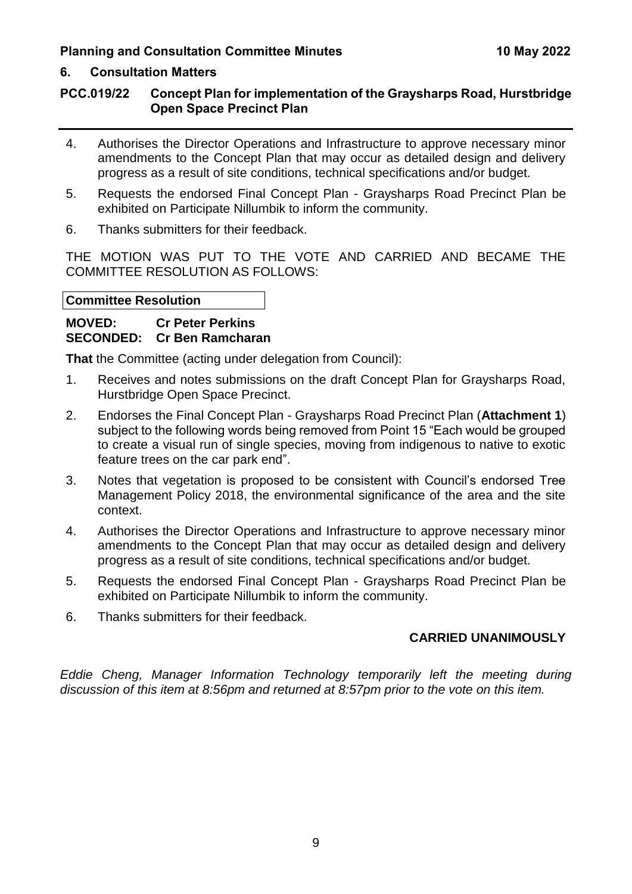## 6. Consultation Matters

### PCC.019/22 Concept Plan for implementation of the Graysharps Road, Hurstbridge Open Space Precinct Plan

4. Authorises the Director Operations and Infrastructure to approve necessary minor amendments to the Concept Plan that may occur as detailed design and delivery progress as a result of site conditions, technical specifications and/or budget.
5. Requests the endorsed Final Concept Plan - Graysharps Road Precinct Plan be exhibited on Participate Nillumbik to inform the community.
6. Thanks submitters for their feedback.

THE MOTION WAS PUT TO THE VOTE AND CARRIED AND BECAME THE COMMITTEE RESOLUTION AS FOLLOWS:

**Committee Resolution**

**MOVED: Cr Peter Perkins**
**SECONDED: Cr Ben Ramcharan**

**That** the Committee (acting under delegation from Council):

1. Receives and notes submissions on the draft Concept Plan for Graysharps Road, Hurstbridge Open Space Precinct.
2. Endorses the Final Concept Plan - Graysharps Road Precinct Plan (**Attachment 1**) subject to the following words being removed from Point 15 "Each would be grouped to create a visual run of single species, moving from indigenous to native to exotic feature trees on the car park end".
3. Notes that vegetation is proposed to be consistent with Council's endorsed Tree Management Policy 2018, the environmental significance of the area and the site context.
4. Authorises the Director Operations and Infrastructure to approve necessary minor amendments to the Concept Plan that may occur as detailed design and delivery progress as a result of site conditions, technical specifications and/or budget.
5. Requests the endorsed Final Concept Plan - Graysharps Road Precinct Plan be exhibited on Participate Nillumbik to inform the community.
6. Thanks submitters for their feedback.

**CARRIED UNANIMOUSLY**

*Eddie Cheng, Manager Information Technology temporarily left the meeting during discussion of this item at 8:56pm and returned at 8:57pm prior to the vote on this item.*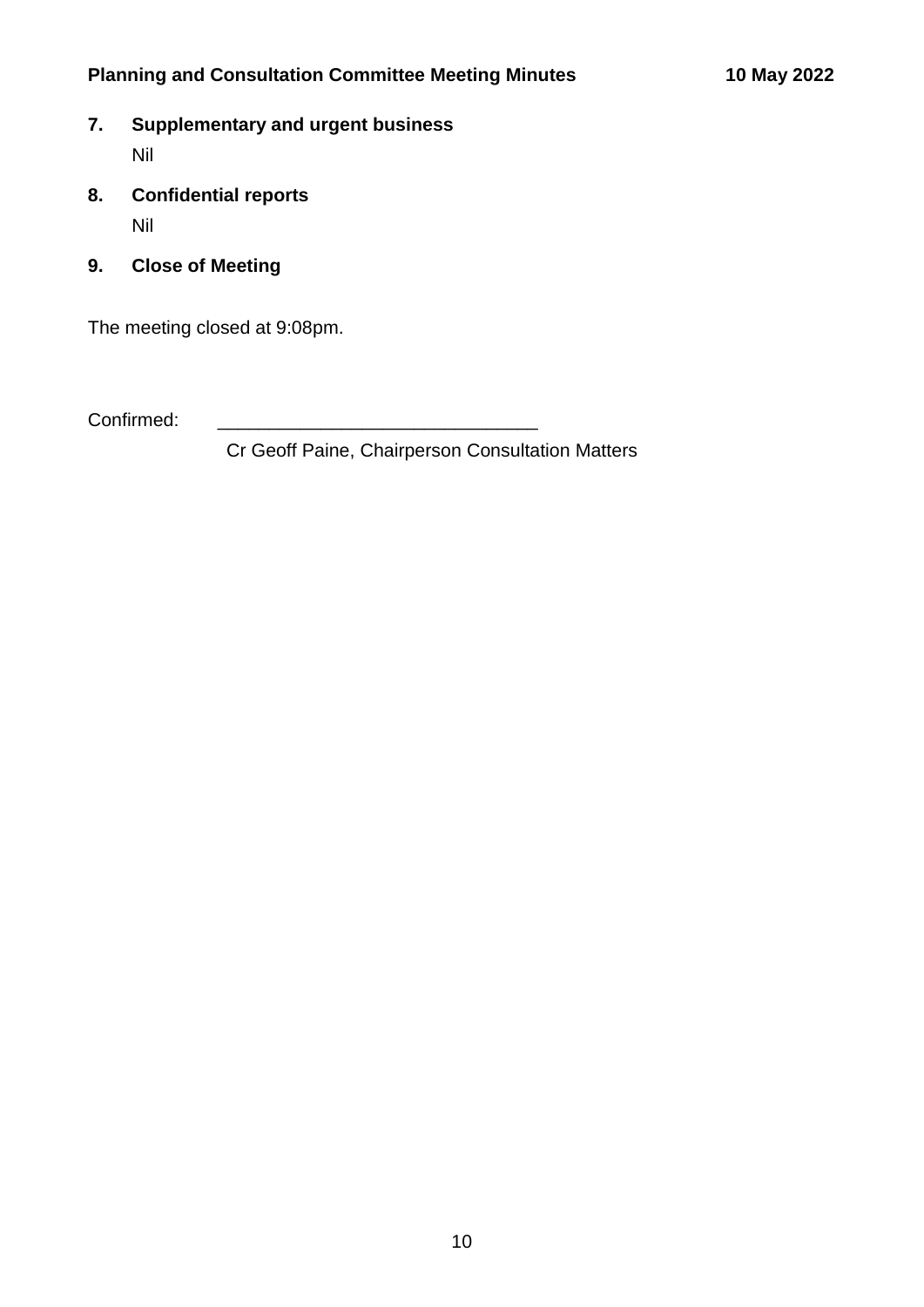## 7. Supplementary and urgent business

Nil

## 8. Confidential reports

Nil

## 9. Close of Meeting

The meeting closed at 9:08pm.

Confirmed: ______________________________

Cr Geoff Paine, Chairperson Consultation Matters